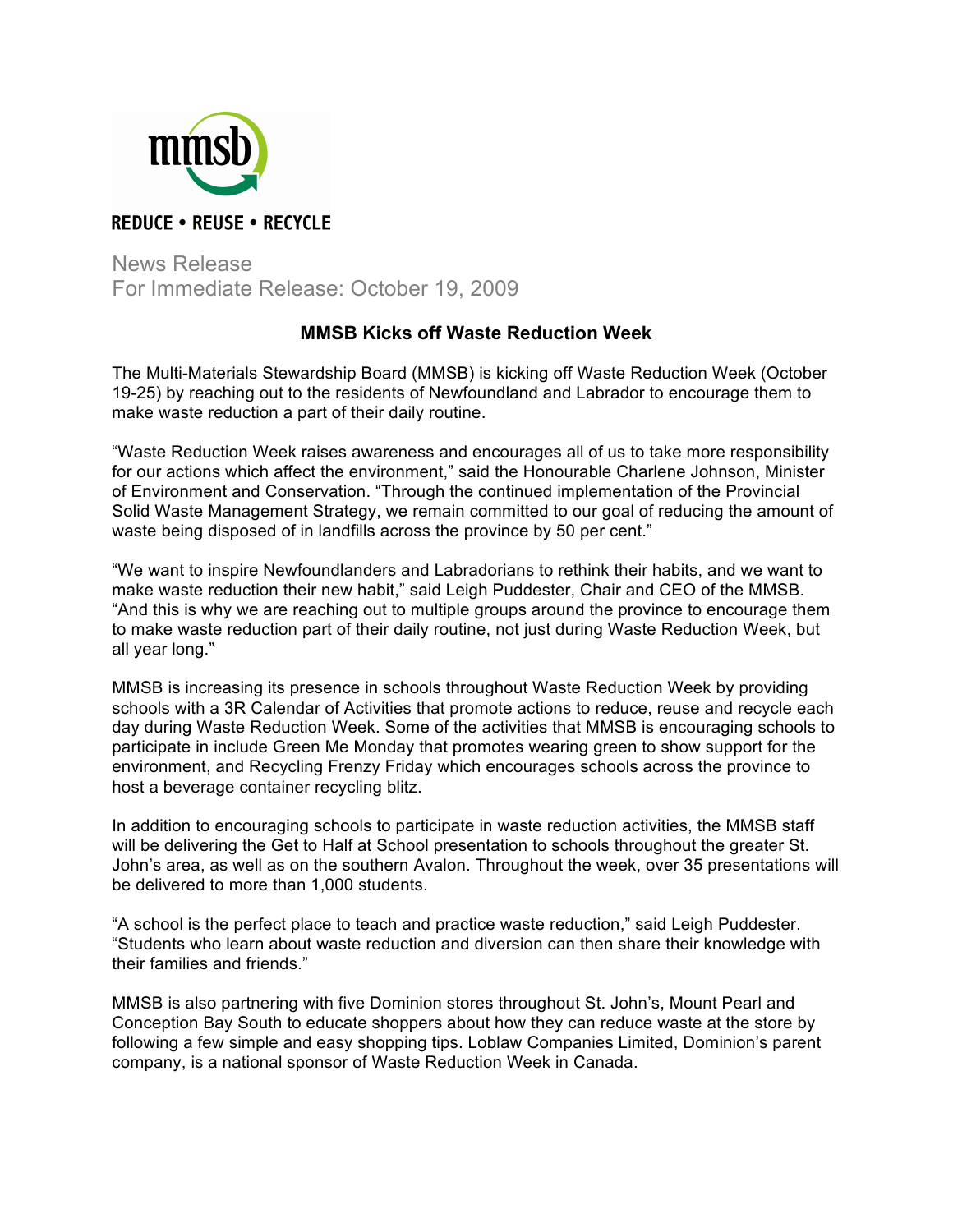mmsb

REDUCE • REUSE • RECYCLE

News Release
For Immediate Release: October 19, 2009

## MMSB Kicks off Waste Reduction Week

The Multi-Materials Stewardship Board (MMSB) is kicking off Waste Reduction Week (October 19-25) by reaching out to the residents of Newfoundland and Labrador to encourage them to make waste reduction a part of their daily routine.

"Waste Reduction Week raises awareness and encourages all of us to take more responsibility for our actions which affect the environment," said the Honourable Charlene Johnson, Minister of Environment and Conservation. "Through the continued implementation of the Provincial Solid Waste Management Strategy, we remain committed to our goal of reducing the amount of waste being disposed of in landfills across the province by 50 per cent."

"We want to inspire Newfoundlanders and Labradorians to rethink their habits, and we want to make waste reduction their new habit," said Leigh Puddester, Chair and CEO of the MMSB. "And this is why we are reaching out to multiple groups around the province to encourage them to make waste reduction part of their daily routine, not just during Waste Reduction Week, but all year long."

MMSB is increasing its presence in schools throughout Waste Reduction Week by providing schools with a 3R Calendar of Activities that promote actions to reduce, reuse and recycle each day during Waste Reduction Week. Some of the activities that MMSB is encouraging schools to participate in include Green Me Monday that promotes wearing green to show support for the environment, and Recycling Frenzy Friday which encourages schools across the province to host a beverage container recycling blitz.

In addition to encouraging schools to participate in waste reduction activities, the MMSB staff will be delivering the Get to Half at School presentation to schools throughout the greater St. John's area, as well as on the southern Avalon. Throughout the week, over 35 presentations will be delivered to more than 1,000 students.

"A school is the perfect place to teach and practice waste reduction," said Leigh Puddester. "Students who learn about waste reduction and diversion can then share their knowledge with their families and friends."

MMSB is also partnering with five Dominion stores throughout St. John's, Mount Pearl and Conception Bay South to educate shoppers about how they can reduce waste at the store by following a few simple and easy shopping tips. Loblaw Companies Limited, Dominion's parent company, is a national sponsor of Waste Reduction Week in Canada.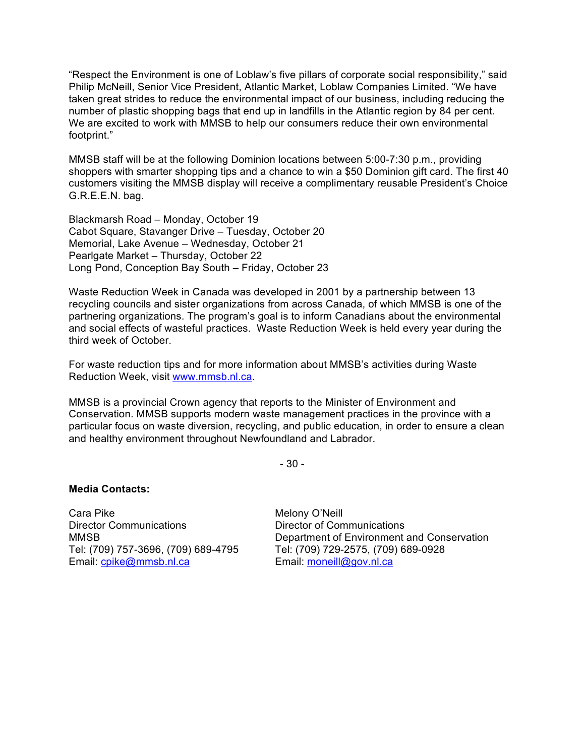"Respect the Environment is one of Loblaw's five pillars of corporate social responsibility," said Philip McNeill, Senior Vice President, Atlantic Market, Loblaw Companies Limited. "We have taken great strides to reduce the environmental impact of our business, including reducing the number of plastic shopping bags that end up in landfills in the Atlantic region by 84 per cent. We are excited to work with MMSB to help our consumers reduce their own environmental footprint."

MMSB staff will be at the following Dominion locations between 5:00-7:30 p.m., providing shoppers with smarter shopping tips and a chance to win a $50 Dominion gift card. The first 40 customers visiting the MMSB display will receive a complimentary reusable President's Choice G.R.E.E.N. bag.

Blackmarsh Road – Monday, October 19
Cabot Square, Stavanger Drive – Tuesday, October 20
Memorial, Lake Avenue – Wednesday, October 21
Pearlgate Market – Thursday, October 22
Long Pond, Conception Bay South – Friday, October 23

Waste Reduction Week in Canada was developed in 2001 by a partnership between 13 recycling councils and sister organizations from across Canada, of which MMSB is one of the partnering organizations. The program's goal is to inform Canadians about the environmental and social effects of wasteful practices. Waste Reduction Week is held every year during the third week of October.

For waste reduction tips and for more information about MMSB's activities during Waste Reduction Week, visit www.mmsb.nl.ca.

MMSB is a provincial Crown agency that reports to the Minister of Environment and Conservation. MMSB supports modern waste management practices in the province with a particular focus on waste diversion, recycling, and public education, in order to ensure a clean and healthy environment throughout Newfoundland and Labrador.

- 30 -

**Media Contacts:**

Cara Pike
Director Communications
MMSB
Tel: (709) 757-3696, (709) 689-4795
Email: cpike@mmsb.nl.ca

Melony O'Neill
Director of Communications
Department of Environment and Conservation
Tel: (709) 729-2575, (709) 689-0928
Email: moneill@gov.nl.ca